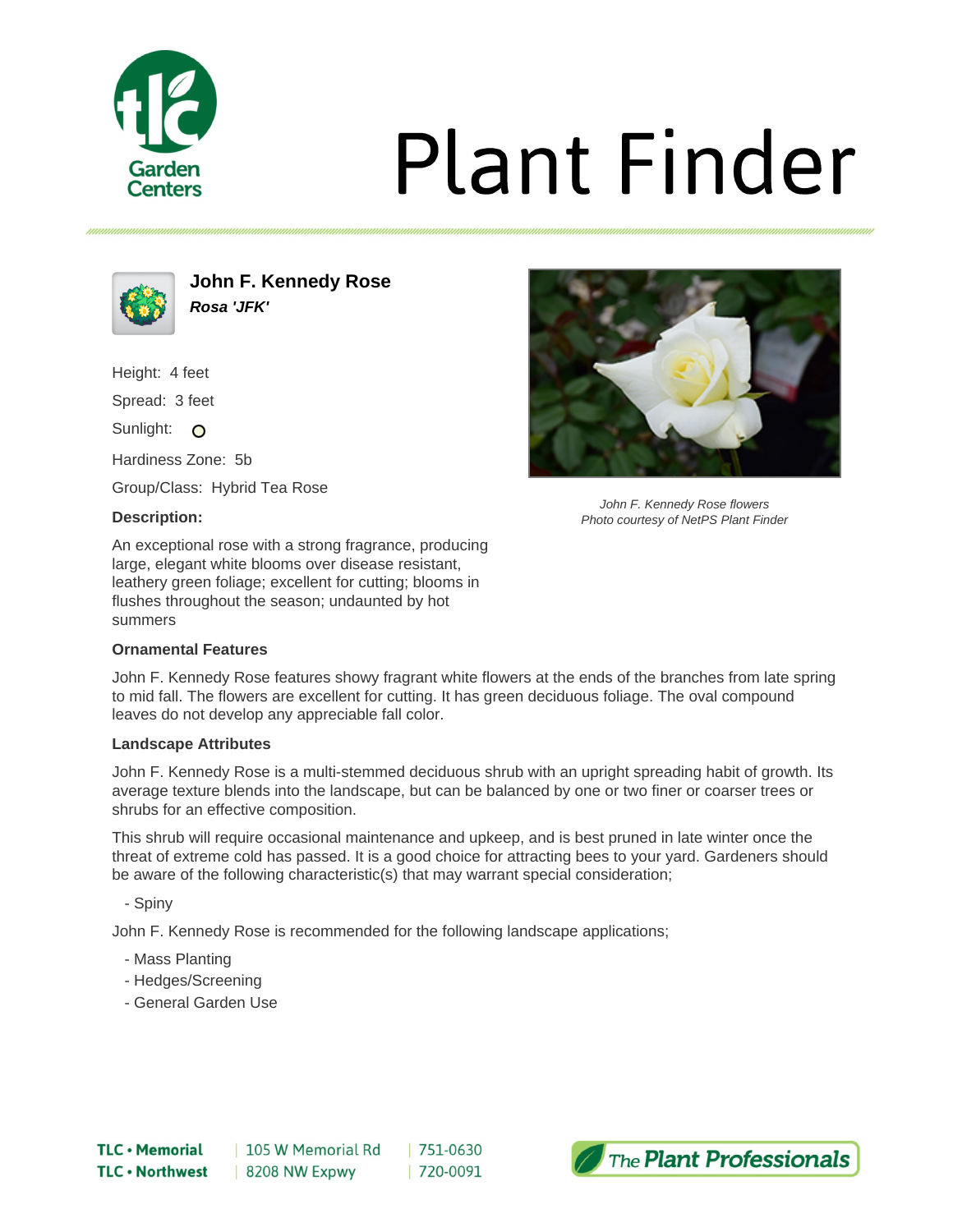# Plant Finder

## John F. Kennedy Rose

***Rosa 'JFK'***

Height: 4 feet

Spread: 3 feet

Sunlight: ○

Hardiness Zone: 5b

Group/Class: Hybrid Tea Rose

**Description:**

An exceptional rose with a strong fragrance, producing large, elegant white blooms over disease resistant, leathery green foliage; excellent for cutting; blooms in flushes throughout the season; undaunted by hot summers

*John F. Kennedy Rose flowers*
*Photo courtesy of NetPS Plant Finder*

### Ornamental Features

John F. Kennedy Rose features showy fragrant white flowers at the ends of the branches from late spring to mid fall. The flowers are excellent for cutting. It has green deciduous foliage. The oval compound leaves do not develop any appreciable fall color.

### Landscape Attributes

John F. Kennedy Rose is a multi-stemmed deciduous shrub with an upright spreading habit of growth. Its average texture blends into the landscape, but can be balanced by one or two finer or coarser trees or shrubs for an effective composition.

This shrub will require occasional maintenance and upkeep, and is best pruned in late winter once the threat of extreme cold has passed. It is a good choice for attracting bees to your yard. Gardeners should be aware of the following characteristic(s) that may warrant special consideration;

- Spiny

John F. Kennedy Rose is recommended for the following landscape applications;

- Mass Planting
- Hedges/Screening
- General Garden Use

TLC • Memorial | 105 W Memorial Rd | 751-0630
TLC • Northwest | 8208 NW Expwy | 720-0091

The Plant Professionals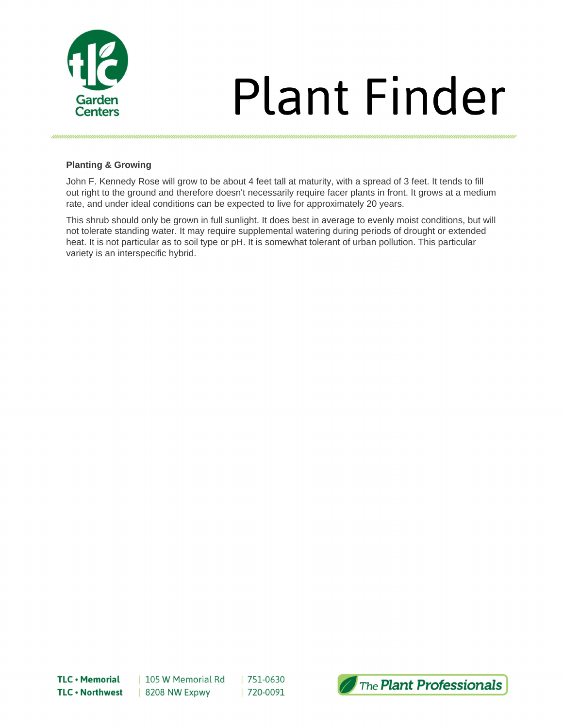### Planting & Growing

John F. Kennedy Rose will grow to be about 4 feet tall at maturity, with a spread of 3 feet. It tends to fill out right to the ground and therefore doesn't necessarily require facer plants in front. It grows at a medium rate, and under ideal conditions can be expected to live for approximately 20 years.

This shrub should only be grown in full sunlight. It does best in average to evenly moist conditions, but will not tolerate standing water. It may require supplemental watering during periods of drought or extended heat. It is not particular as to soil type or pH. It is somewhat tolerant of urban pollution. This particular variety is an interspecific hybrid.